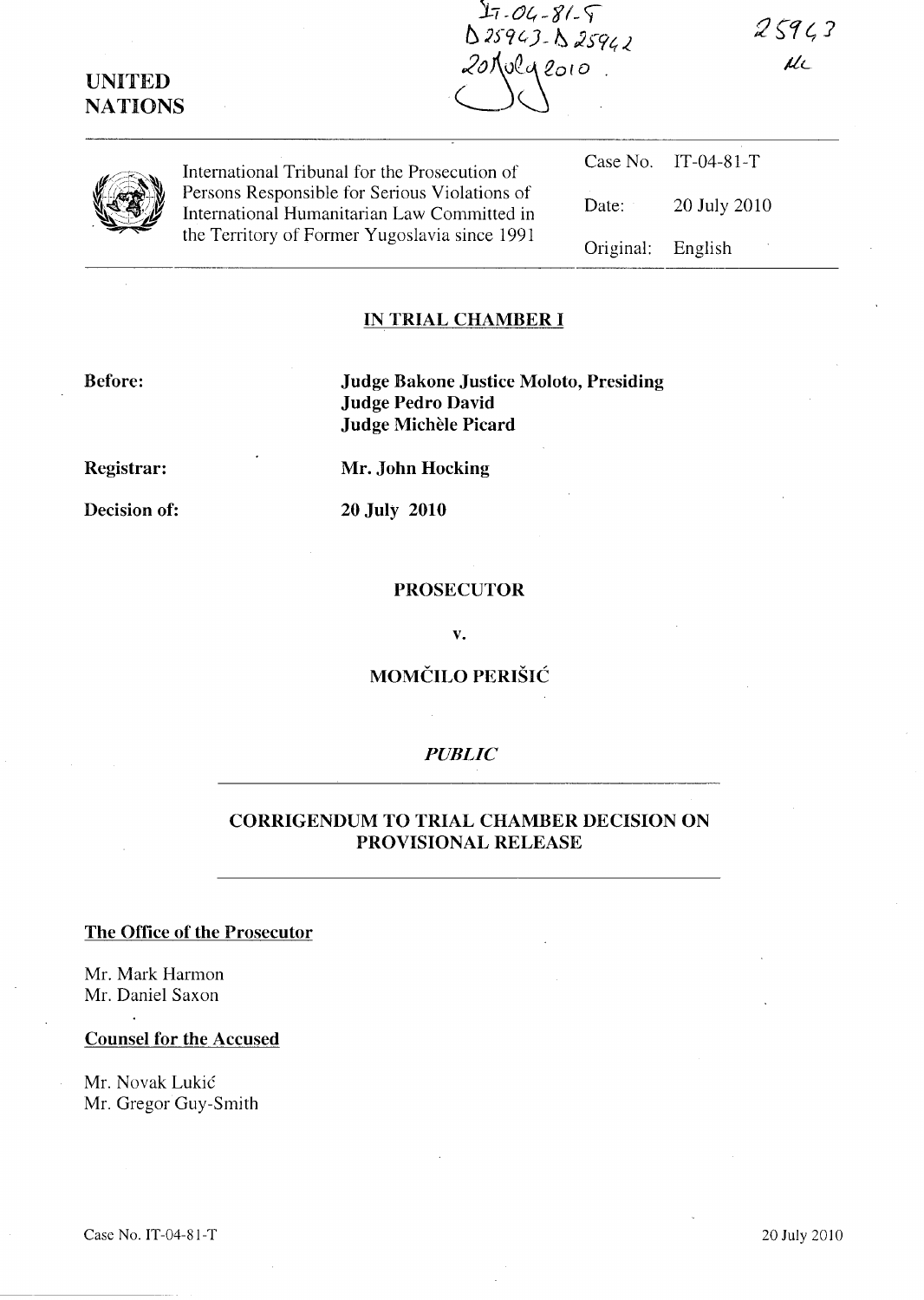IT-04-81-T
D25943-D25942
20 July 2010

25943

**UNITED NATIONS**

International Tribunal for the Prosecution of Persons Responsible for Serious Violations of International Humanitarian Law Committed in the Territory of Former Yugoslavia since 1991

| | |
|---|---|
| Case No. | IT-04-81-T |
| Date: | 20 July 2010 |
| Original: | English |

## IN TRIAL CHAMBER I

**Before:** **Judge Bakone Justice Moloto, Presiding**
**Judge Pedro David**
**Judge Michèle Picard**

**Registrar:** **Mr. John Hocking**

**Decision of:** **20 July 2010**

**PROSECUTOR**

**v.**

**MOMČILO PERIŠIĆ**

*PUBLIC*

## CORRIGENDUM TO TRIAL CHAMBER DECISION ON PROVISIONAL RELEASE

**The Office of the Prosecutor**

Mr. Mark Harmon
Mr. Daniel Saxon

**Counsel for the Accused**

Mr. Novak Lukić
Mr. Gregor Guy-Smith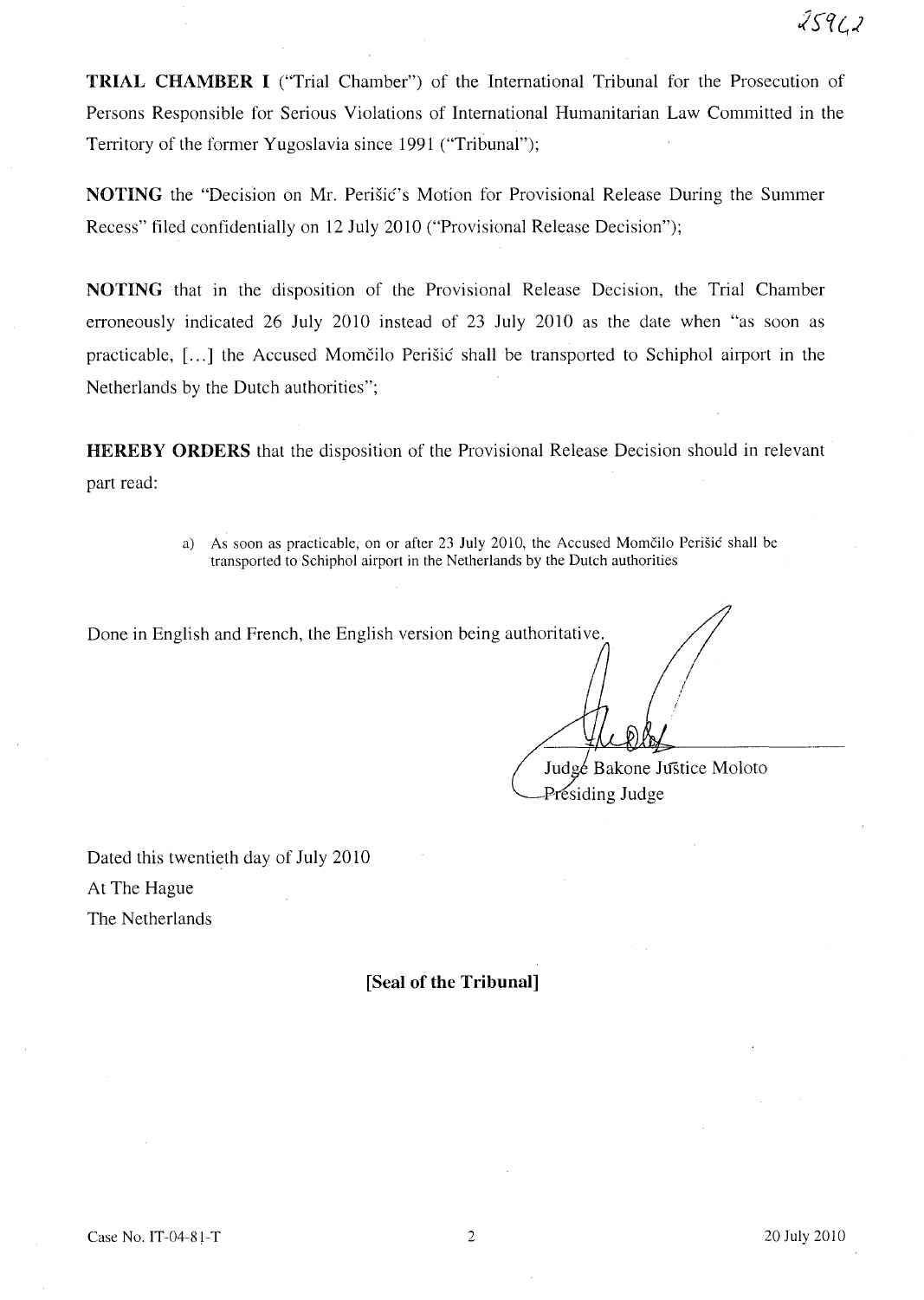**TRIAL CHAMBER I** ("Trial Chamber") of the International Tribunal for the Prosecution of Persons Responsible for Serious Violations of International Humanitarian Law Committed in the Territory of the former Yugoslavia since 1991 ("Tribunal");

**NOTING** the "Decision on Mr. Perišić's Motion for Provisional Release During the Summer Recess" filed confidentially on 12 July 2010 ("Provisional Release Decision");

**NOTING** that in the disposition of the Provisional Release Decision, the Trial Chamber erroneously indicated 26 July 2010 instead of 23 July 2010 as the date when "as soon as practicable, [...] the Accused Momčilo Perišić shall be transported to Schiphol airport in the Netherlands by the Dutch authorities";

**HEREBY ORDERS** that the disposition of the Provisional Release Decision should in relevant part read:

> a) As soon as practicable, on or after 23 July 2010, the Accused Momčilo Perišić shall be transported to Schiphol airport in the Netherlands by the Dutch authorities

Done in English and French, the English version being authoritative.

Judge Bakone Justice Moloto
Presiding Judge

Dated this twentieth day of July 2010
At The Hague
The Netherlands

**[Seal of the Tribunal]**

Case No. IT-04-81-T

20 July 2010